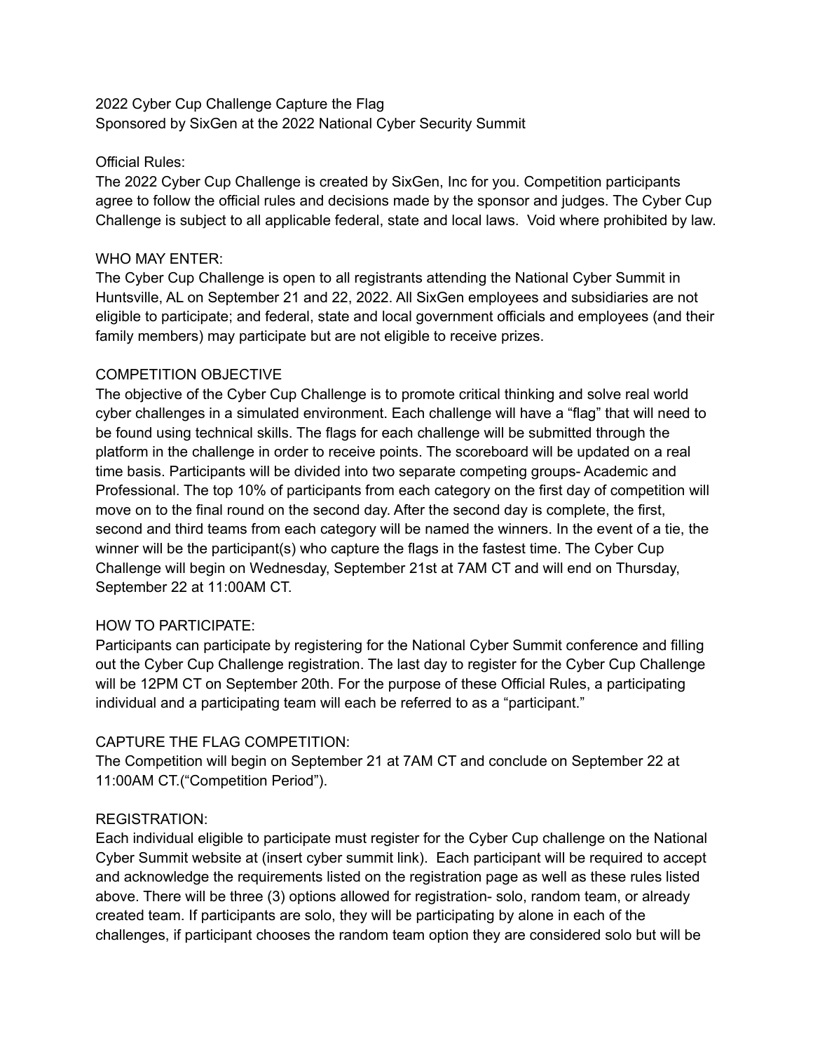2022 Cyber Cup Challenge Capture the Flag
Sponsored by SixGen at the 2022 National Cyber Security Summit

## Official Rules:

The 2022 Cyber Cup Challenge is created by SixGen, Inc for you. Competition participants agree to follow the official rules and decisions made by the sponsor and judges. The Cyber Cup Challenge is subject to all applicable federal, state and local laws. Void where prohibited by law.

## WHO MAY ENTER:

The Cyber Cup Challenge is open to all registrants attending the National Cyber Summit in Huntsville, AL on September 21 and 22, 2022. All SixGen employees and subsidiaries are not eligible to participate; and federal, state and local government officials and employees (and their family members) may participate but are not eligible to receive prizes.

## COMPETITION OBJECTIVE

The objective of the Cyber Cup Challenge is to promote critical thinking and solve real world cyber challenges in a simulated environment. Each challenge will have a "flag" that will need to be found using technical skills. The flags for each challenge will be submitted through the platform in the challenge in order to receive points. The scoreboard will be updated on a real time basis. Participants will be divided into two separate competing groups- Academic and Professional. The top 10% of participants from each category on the first day of competition will move on to the final round on the second day. After the second day is complete, the first, second and third teams from each category will be named the winners. In the event of a tie, the winner will be the participant(s) who capture the flags in the fastest time. The Cyber Cup Challenge will begin on Wednesday, September 21st at 7AM CT and will end on Thursday, September 22 at 11:00AM CT.

## HOW TO PARTICIPATE:

Participants can participate by registering for the National Cyber Summit conference and filling out the Cyber Cup Challenge registration. The last day to register for the Cyber Cup Challenge will be 12PM CT on September 20th. For the purpose of these Official Rules, a participating individual and a participating team will each be referred to as a "participant."

## CAPTURE THE FLAG COMPETITION:

The Competition will begin on September 21 at 7AM CT and conclude on September 22 at 11:00AM CT.("Competition Period").

## REGISTRATION:

Each individual eligible to participate must register for the Cyber Cup challenge on the National Cyber Summit website at (insert cyber summit link). Each participant will be required to accept and acknowledge the requirements listed on the registration page as well as these rules listed above. There will be three (3) options allowed for registration- solo, random team, or already created team. If participants are solo, they will be participating by alone in each of the challenges, if participant chooses the random team option they are considered solo but will be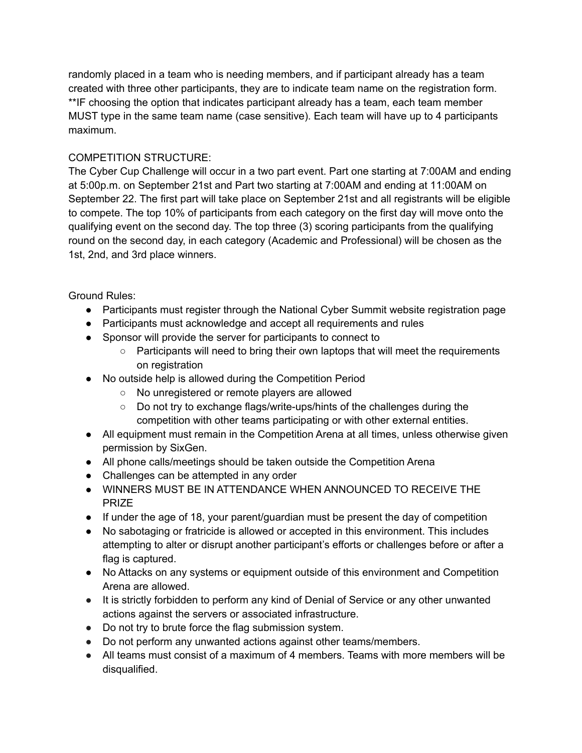randomly placed in a team who is needing members, and if participant already has a team created with three other participants, they are to indicate team name on the registration form. **IF choosing the option that indicates participant already has a team, each team member MUST type in the same team name (case sensitive). Each team will have up to 4 participants maximum.

COMPETITION STRUCTURE:
The Cyber Cup Challenge will occur in a two part event. Part one starting at 7:00AM and ending at 5:00p.m. on September 21st and Part two starting at 7:00AM and ending at 11:00AM on September 22. The first part will take place on September 21st and all registrants will be eligible to compete. The top 10% of participants from each category on the first day will move onto the qualifying event on the second day. The top three (3) scoring participants from the qualifying round on the second day, in each category (Academic and Professional) will be chosen as the 1st, 2nd, and 3rd place winners.

Ground Rules:

- Participants must register through the National Cyber Summit website registration page
- Participants must acknowledge and accept all requirements and rules
- Sponsor will provide the server for participants to connect to
  - Participants will need to bring their own laptops that will meet the requirements on registration
- No outside help is allowed during the Competition Period
  - No unregistered or remote players are allowed
  - Do not try to exchange flags/write-ups/hints of the challenges during the competition with other teams participating or with other external entities.
- All equipment must remain in the Competition Arena at all times, unless otherwise given permission by SixGen.
- All phone calls/meetings should be taken outside the Competition Arena
- Challenges can be attempted in any order
- WINNERS MUST BE IN ATTENDANCE WHEN ANNOUNCED TO RECEIVE THE PRIZE
- If under the age of 18, your parent/guardian must be present the day of competition
- No sabotaging or fratricide is allowed or accepted in this environment. This includes attempting to alter or disrupt another participant's efforts or challenges before or after a flag is captured.
- No Attacks on any systems or equipment outside of this environment and Competition Arena are allowed.
- It is strictly forbidden to perform any kind of Denial of Service or any other unwanted actions against the servers or associated infrastructure.
- Do not try to brute force the flag submission system.
- Do not perform any unwanted actions against other teams/members.
- All teams must consist of a maximum of 4 members. Teams with more members will be disqualified.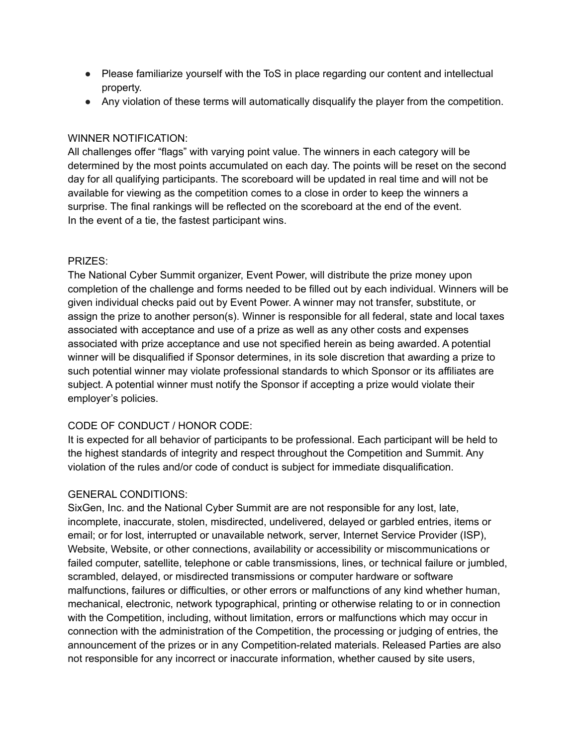- Please familiarize yourself with the ToS in place regarding our content and intellectual property.
- Any violation of these terms will automatically disqualify the player from the competition.

WINNER NOTIFICATION:

All challenges offer “flags” with varying point value. The winners in each category will be determined by the most points accumulated on each day. The points will be reset on the second day for all qualifying participants. The scoreboard will be updated in real time and will not be available for viewing as the competition comes to a close in order to keep the winners a surprise. The final rankings will be reflected on the scoreboard at the end of the event.
In the event of a tie, the fastest participant wins.

PRIZES:

The National Cyber Summit organizer, Event Power, will distribute the prize money upon completion of the challenge and forms needed to be filled out by each individual. Winners will be given individual checks paid out by Event Power. A winner may not transfer, substitute, or assign the prize to another person(s). Winner is responsible for all federal, state and local taxes associated with acceptance and use of a prize as well as any other costs and expenses associated with prize acceptance and use not specified herein as being awarded. A potential winner will be disqualified if Sponsor determines, in its sole discretion that awarding a prize to such potential winner may violate professional standards to which Sponsor or its affiliates are subject. A potential winner must notify the Sponsor if accepting a prize would violate their employer’s policies.

CODE OF CONDUCT / HONOR CODE:

It is expected for all behavior of participants to be professional. Each participant will be held to the highest standards of integrity and respect throughout the Competition and Summit. Any violation of the rules and/or code of conduct is subject for immediate disqualification.

GENERAL CONDITIONS:

SixGen, Inc. and the National Cyber Summit are are not responsible for any lost, late, incomplete, inaccurate, stolen, misdirected, undelivered, delayed or garbled entries, items or email; or for lost, interrupted or unavailable network, server, Internet Service Provider (ISP), Website, Website, or other connections, availability or accessibility or miscommunications or failed computer, satellite, telephone or cable transmissions, lines, or technical failure or jumbled, scrambled, delayed, or misdirected transmissions or computer hardware or software malfunctions, failures or difficulties, or other errors or malfunctions of any kind whether human, mechanical, electronic, network typographical, printing or otherwise relating to or in connection with the Competition, including, without limitation, errors or malfunctions which may occur in connection with the administration of the Competition, the processing or judging of entries, the announcement of the prizes or in any Competition-related materials. Released Parties are also not responsible for any incorrect or inaccurate information, whether caused by site users,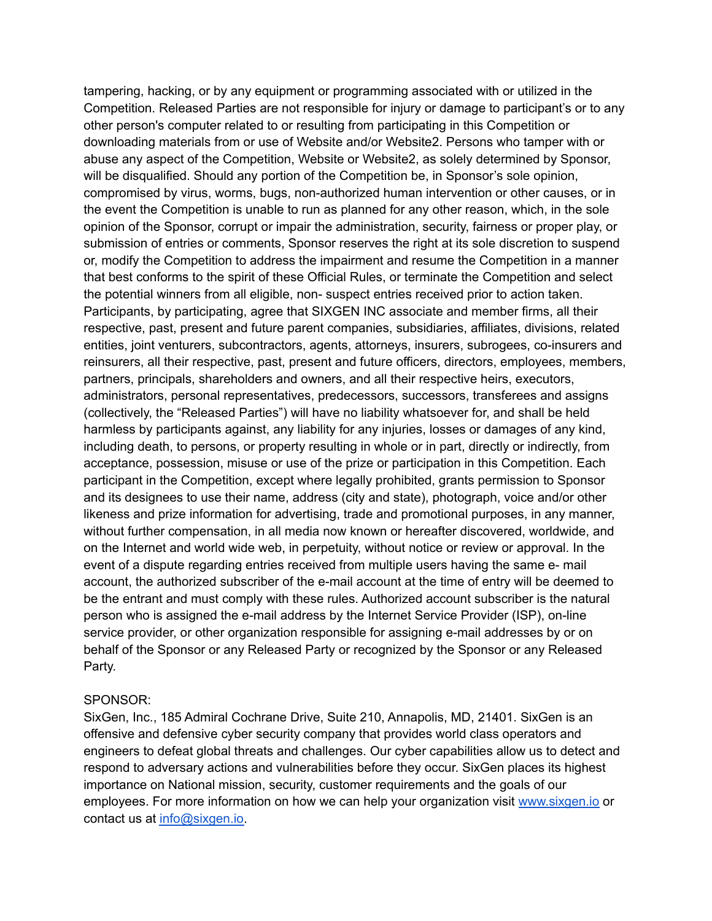tampering, hacking, or by any equipment or programming associated with or utilized in the Competition. Released Parties are not responsible for injury or damage to participant's or to any other person's computer related to or resulting from participating in this Competition or downloading materials from or use of Website and/or Website2. Persons who tamper with or abuse any aspect of the Competition, Website or Website2, as solely determined by Sponsor, will be disqualified. Should any portion of the Competition be, in Sponsor's sole opinion, compromised by virus, worms, bugs, non-authorized human intervention or other causes, or in the event the Competition is unable to run as planned for any other reason, which, in the sole opinion of the Sponsor, corrupt or impair the administration, security, fairness or proper play, or submission of entries or comments, Sponsor reserves the right at its sole discretion to suspend or, modify the Competition to address the impairment and resume the Competition in a manner that best conforms to the spirit of these Official Rules, or terminate the Competition and select the potential winners from all eligible, non- suspect entries received prior to action taken. Participants, by participating, agree that SIXGEN INC associate and member firms, all their respective, past, present and future parent companies, subsidiaries, affiliates, divisions, related entities, joint venturers, subcontractors, agents, attorneys, insurers, subrogees, co-insurers and reinsurers, all their respective, past, present and future officers, directors, employees, members, partners, principals, shareholders and owners, and all their respective heirs, executors, administrators, personal representatives, predecessors, successors, transferees and assigns (collectively, the "Released Parties") will have no liability whatsoever for, and shall be held harmless by participants against, any liability for any injuries, losses or damages of any kind, including death, to persons, or property resulting in whole or in part, directly or indirectly, from acceptance, possession, misuse or use of the prize or participation in this Competition. Each participant in the Competition, except where legally prohibited, grants permission to Sponsor and its designees to use their name, address (city and state), photograph, voice and/or other likeness and prize information for advertising, trade and promotional purposes, in any manner, without further compensation, in all media now known or hereafter discovered, worldwide, and on the Internet and world wide web, in perpetuity, without notice or review or approval. In the event of a dispute regarding entries received from multiple users having the same e- mail account, the authorized subscriber of the e-mail account at the time of entry will be deemed to be the entrant and must comply with these rules. Authorized account subscriber is the natural person who is assigned the e-mail address by the Internet Service Provider (ISP), on-line service provider, or other organization responsible for assigning e-mail addresses by or on behalf of the Sponsor or any Released Party or recognized by the Sponsor or any Released Party.

SPONSOR:
SixGen, Inc., 185 Admiral Cochrane Drive, Suite 210, Annapolis, MD, 21401. SixGen is an offensive and defensive cyber security company that provides world class operators and engineers to defeat global threats and challenges. Our cyber capabilities allow us to detect and respond to adversary actions and vulnerabilities before they occur. SixGen places its highest importance on National mission, security, customer requirements and the goals of our employees. For more information on how we can help your organization visit [www.sixgen.io](http://www.sixgen.io) or contact us at [info@sixgen.io](mailto:info@sixgen.io).